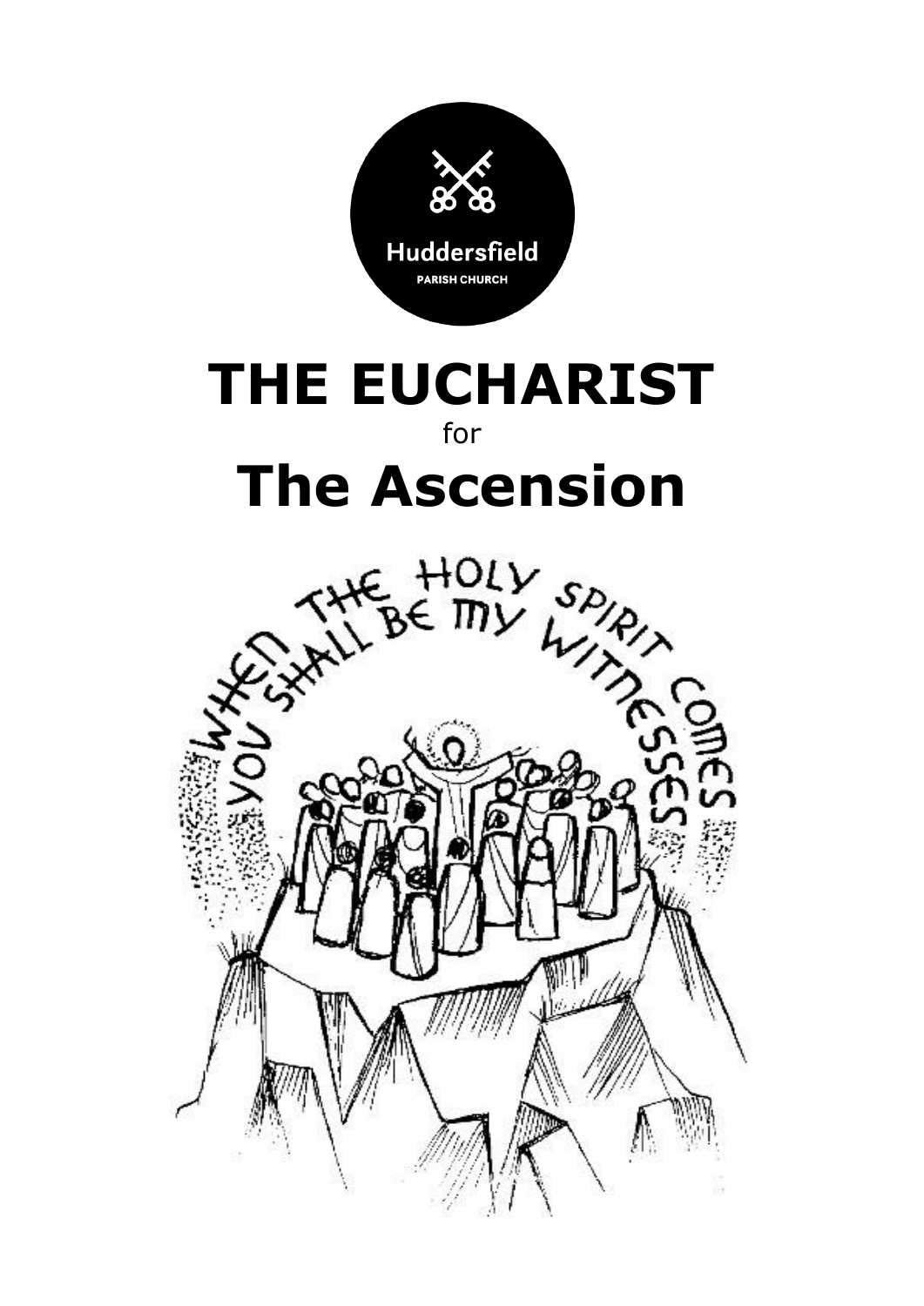Huddersfield

PARISH CHURCH

# THE EUCHARIST

for

# The Ascension

WHEN THE HOLY SPIRIT COMES YOU SHALL BE MY WITNESSES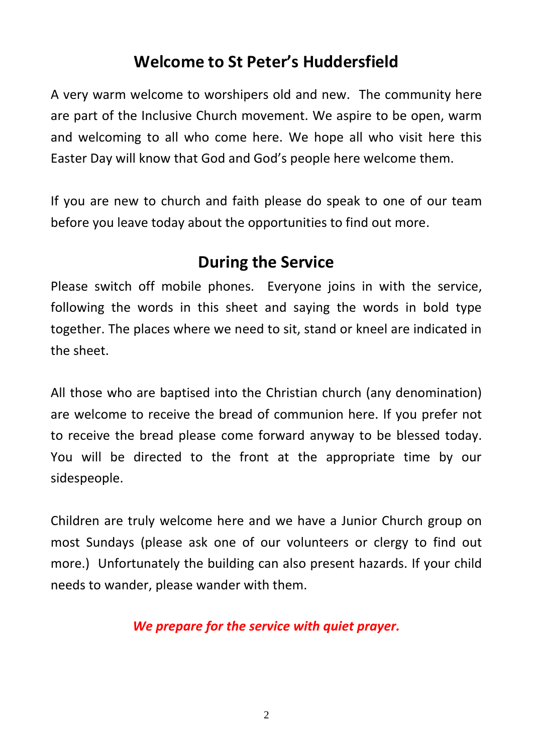## Welcome to St Peter's Huddersfield

A very warm welcome to worshipers old and new. The community here are part of the Inclusive Church movement. We aspire to be open, warm and welcoming to all who come here. We hope all who visit here this Easter Day will know that God and God's people here welcome them.

If you are new to church and faith please do speak to one of our team before you leave today about the opportunities to find out more.

## During the Service

Please switch off mobile phones. Everyone joins in with the service, following the words in this sheet and saying the words in bold type together. The places where we need to sit, stand or kneel are indicated in the sheet.

All those who are baptised into the Christian church (any denomination) are welcome to receive the bread of communion here. If you prefer not to receive the bread please come forward anyway to be blessed today. You will be directed to the front at the appropriate time by our sidespeople.

Children are truly welcome here and we have a Junior Church group on most Sundays (please ask one of our volunteers or clergy to find out more.) Unfortunately the building can also present hazards. If your child needs to wander, please wander with them.

***We prepare for the service with quiet prayer.***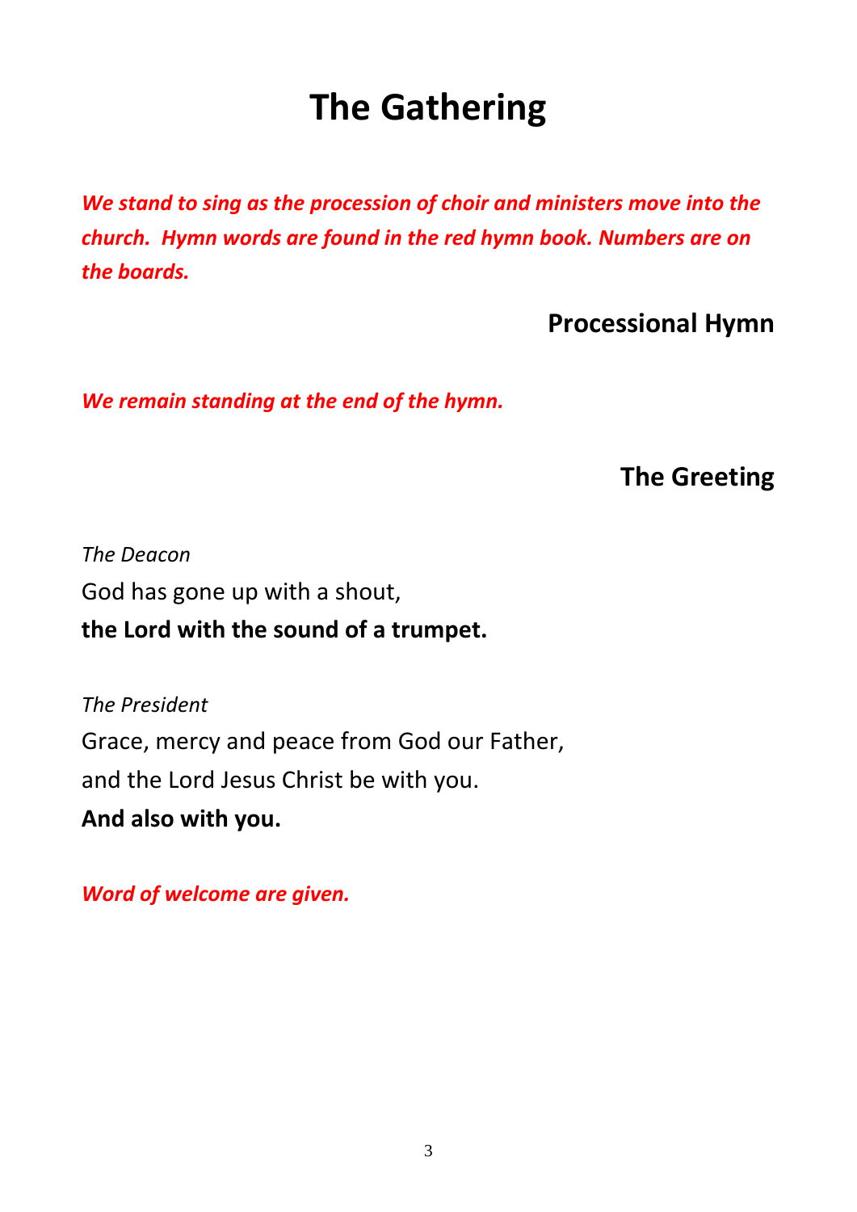# The Gathering

***We stand to sing as the procession of choir and ministers move into the church. Hymn words are found in the red hymn book. Numbers are on the boards.***

## Processional Hymn

***We remain standing at the end of the hymn.***

## The Greeting

*The Deacon*

God has gone up with a shout,

**the Lord with the sound of a trumpet.**

*The President*

Grace, mercy and peace from God our Father,

and the Lord Jesus Christ be with you.

**And also with you.**

***Word of welcome are given.***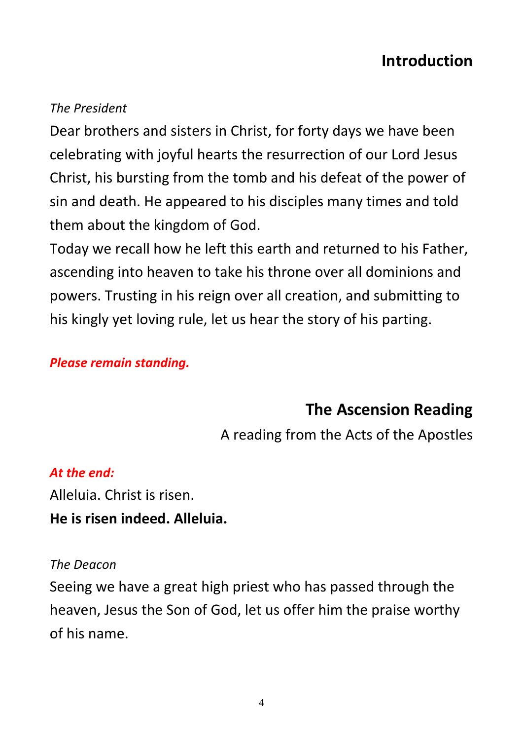## Introduction

*The President*

Dear brothers and sisters in Christ, for forty days we have been celebrating with joyful hearts the resurrection of our Lord Jesus Christ, his bursting from the tomb and his defeat of the power of sin and death. He appeared to his disciples many times and told them about the kingdom of God.

Today we recall how he left this earth and returned to his Father, ascending into heaven to take his throne over all dominions and powers. Trusting in his reign over all creation, and submitting to his kingly yet loving rule, let us hear the story of his parting.

***Please remain standing.***

## The Ascension Reading

A reading from the Acts of the Apostles

***At the end:***

Alleluia. Christ is risen.

**He is risen indeed. Alleluia.**

*The Deacon*

Seeing we have a great high priest who has passed through the heaven, Jesus the Son of God, let us offer him the praise worthy of his name.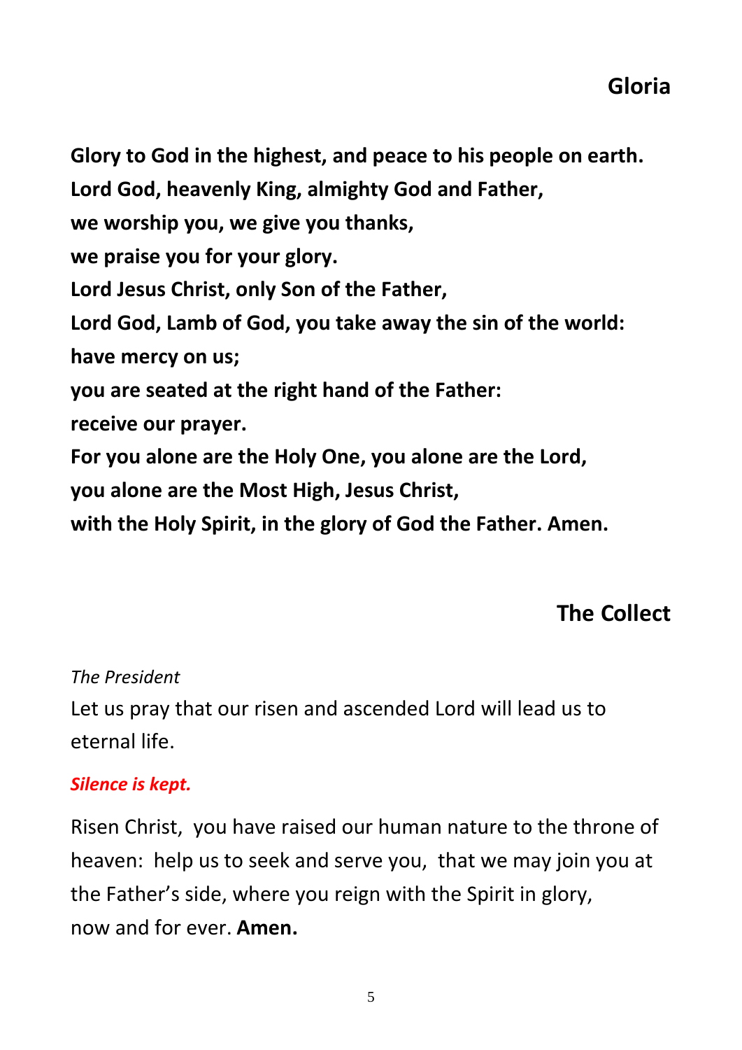## Gloria

**Glory to God in the highest, and peace to his people on earth.**
**Lord God, heavenly King, almighty God and Father,**
**we worship you, we give you thanks,**
**we praise you for your glory.**
**Lord Jesus Christ, only Son of the Father,**
**Lord God, Lamb of God, you take away the sin of the world:**
**have mercy on us;**
**you are seated at the right hand of the Father:**
**receive our prayer.**
**For you alone are the Holy One, you alone are the Lord,**
**you alone are the Most High, Jesus Christ,**
**with the Holy Spirit, in the glory of God the Father. Amen.**

## The Collect

*The President*

Let us pray that our risen and ascended Lord will lead us to eternal life.

***Silence is kept.***

Risen Christ, you have raised our human nature to the throne of heaven: help us to seek and serve you, that we may join you at the Father's side, where you reign with the Spirit in glory, now and for ever. **Amen.**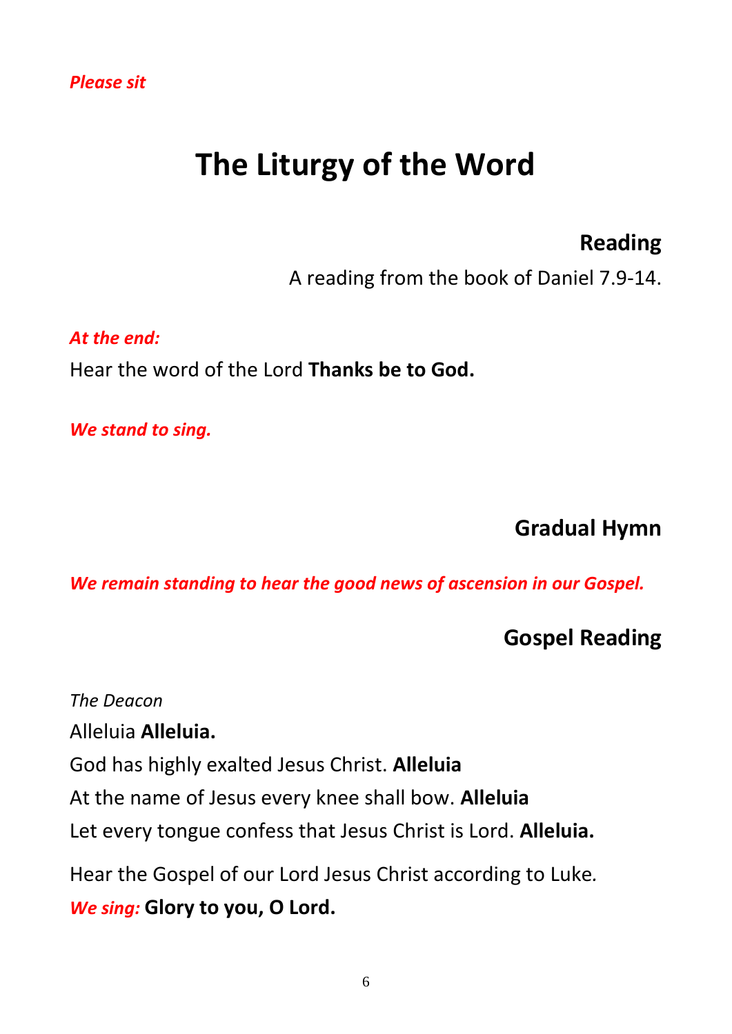*Please sit*

# The Liturgy of the Word

## Reading

A reading from the book of Daniel 7.9-14.

*At the end:*

Hear the word of the Lord **Thanks be to God.**

*We stand to sing.*

## Gradual Hymn

*We remain standing to hear the good news of ascension in our Gospel.*

## Gospel Reading

*The Deacon*

Alleluia **Alleluia.**

God has highly exalted Jesus Christ. **Alleluia**

At the name of Jesus every knee shall bow. **Alleluia**

Let every tongue confess that Jesus Christ is Lord. **Alleluia.**

Hear the Gospel of our Lord Jesus Christ according to Luke.

*We sing:* **Glory to you, O Lord.**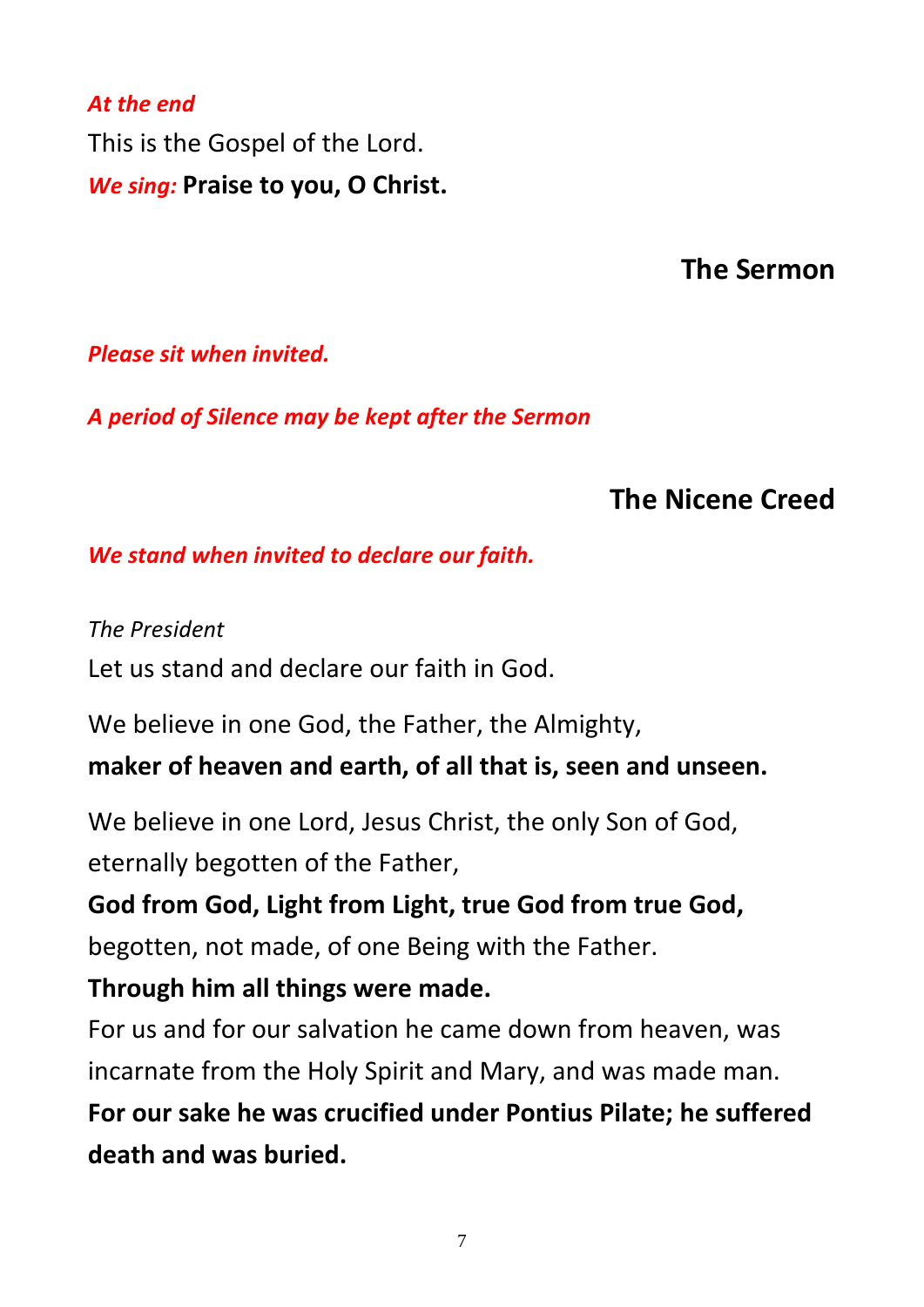*At the end*

This is the Gospel of the Lord.

*We sing:* **Praise to you, O Christ.**

## The Sermon

*Please sit when invited.*

*A period of Silence may be kept after the Sermon*

## The Nicene Creed

*We stand when invited to declare our faith.*

*The President*

Let us stand and declare our faith in God.

We believe in one God, the Father, the Almighty,

**maker of heaven and earth, of all that is, seen and unseen.**

We believe in one Lord, Jesus Christ, the only Son of God,
eternally begotten of the Father,

**God from God, Light from Light, true God from true God,**

begotten, not made, of one Being with the Father.

**Through him all things were made.**

For us and for our salvation he came down from heaven, was incarnate from the Holy Spirit and Mary, and was made man.

**For our sake he was crucified under Pontius Pilate; he suffered death and was buried.**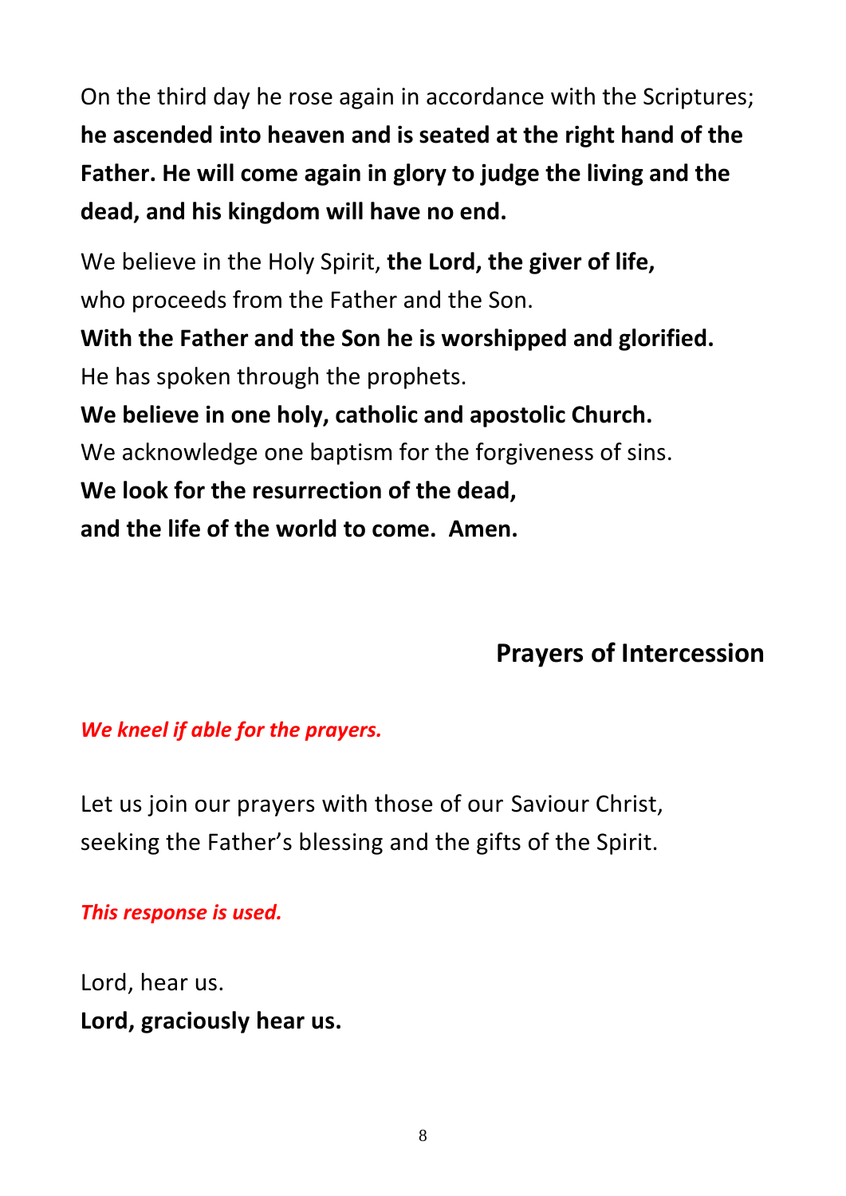On the third day he rose again in accordance with the Scriptures; **he ascended into heaven and is seated at the right hand of the Father. He will come again in glory to judge the living and the dead, and his kingdom will have no end.**

We believe in the Holy Spirit, **the Lord, the giver of life,**
who proceeds from the Father and the Son.
**With the Father and the Son he is worshipped and glorified.**
He has spoken through the prophets.
**We believe in one holy, catholic and apostolic Church.**
We acknowledge one baptism for the forgiveness of sins.
**We look for the resurrection of the dead,**
**and the life of the world to come. Amen.**

## Prayers of Intercession

***We kneel if able for the prayers.***

Let us join our prayers with those of our Saviour Christ,
seeking the Father's blessing and the gifts of the Spirit.

***This response is used.***

Lord, hear us.
**Lord, graciously hear us.**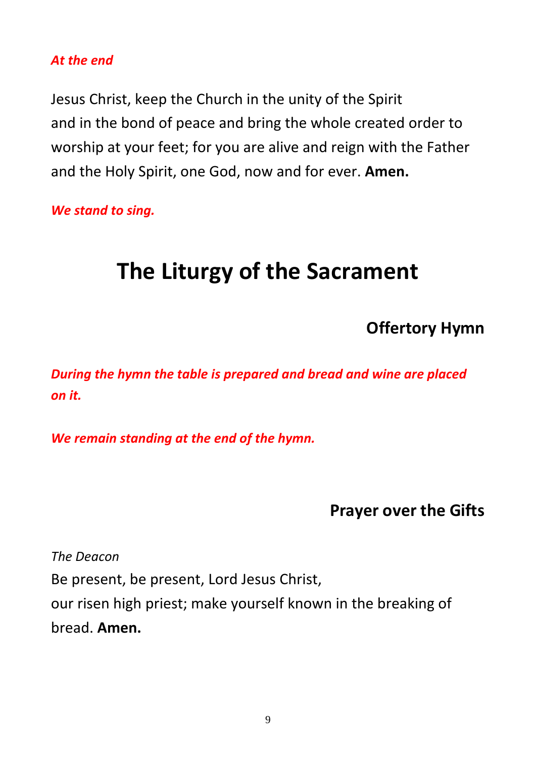***At the end***

Jesus Christ, keep the Church in the unity of the Spirit
and in the bond of peace and bring the whole created order to worship at your feet; for you are alive and reign with the Father and the Holy Spirit, one God, now and for ever. **Amen.**

***We stand to sing.***

# The Liturgy of the Sacrament

## Offertory Hymn

***During the hymn the table is prepared and bread and wine are placed on it.***

***We remain standing at the end of the hymn.***

## Prayer over the Gifts

*The Deacon*
Be present, be present, Lord Jesus Christ,
our risen high priest; make yourself known in the breaking of bread. **Amen.**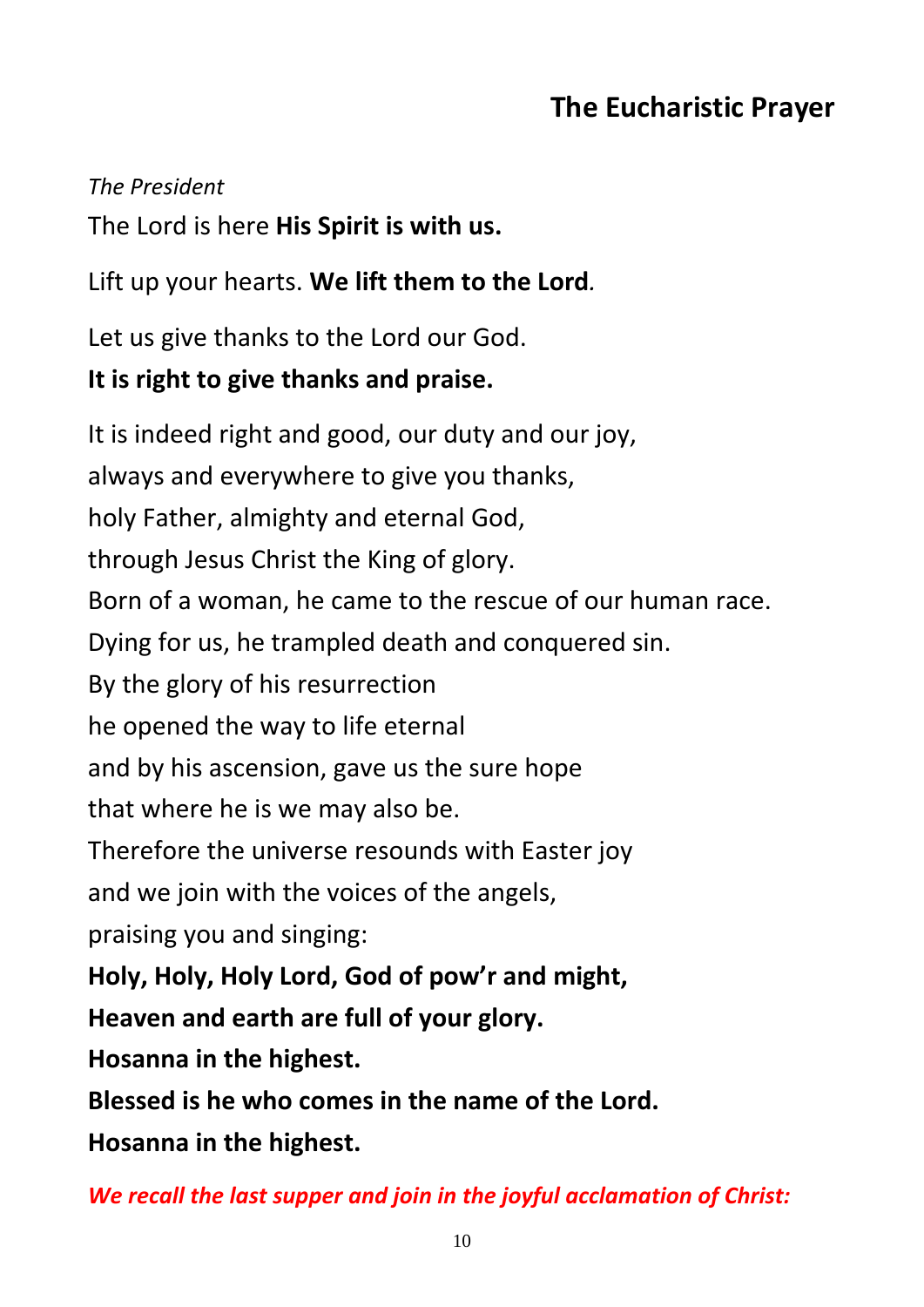## The Eucharistic Prayer

*The President*

The Lord is here **His Spirit is with us.**

Lift up your hearts. **We lift them to the Lord***.*

Let us give thanks to the Lord our God.
**It is right to give thanks and praise.**

It is indeed right and good, our duty and our joy,
always and everywhere to give you thanks,
holy Father, almighty and eternal God,
through Jesus Christ the King of glory.
Born of a woman, he came to the rescue of our human race.
Dying for us, he trampled death and conquered sin.
By the glory of his resurrection
he opened the way to life eternal
and by his ascension, gave us the sure hope
that where he is we may also be.
Therefore the universe resounds with Easter joy
and we join with the voices of the angels,
praising you and singing:
**Holy, Holy, Holy Lord, God of pow'r and might,**
**Heaven and earth are full of your glory.**
**Hosanna in the highest.**
**Blessed is he who comes in the name of the Lord.**
**Hosanna in the highest.**

***We recall the last supper and join in the joyful acclamation of Christ:***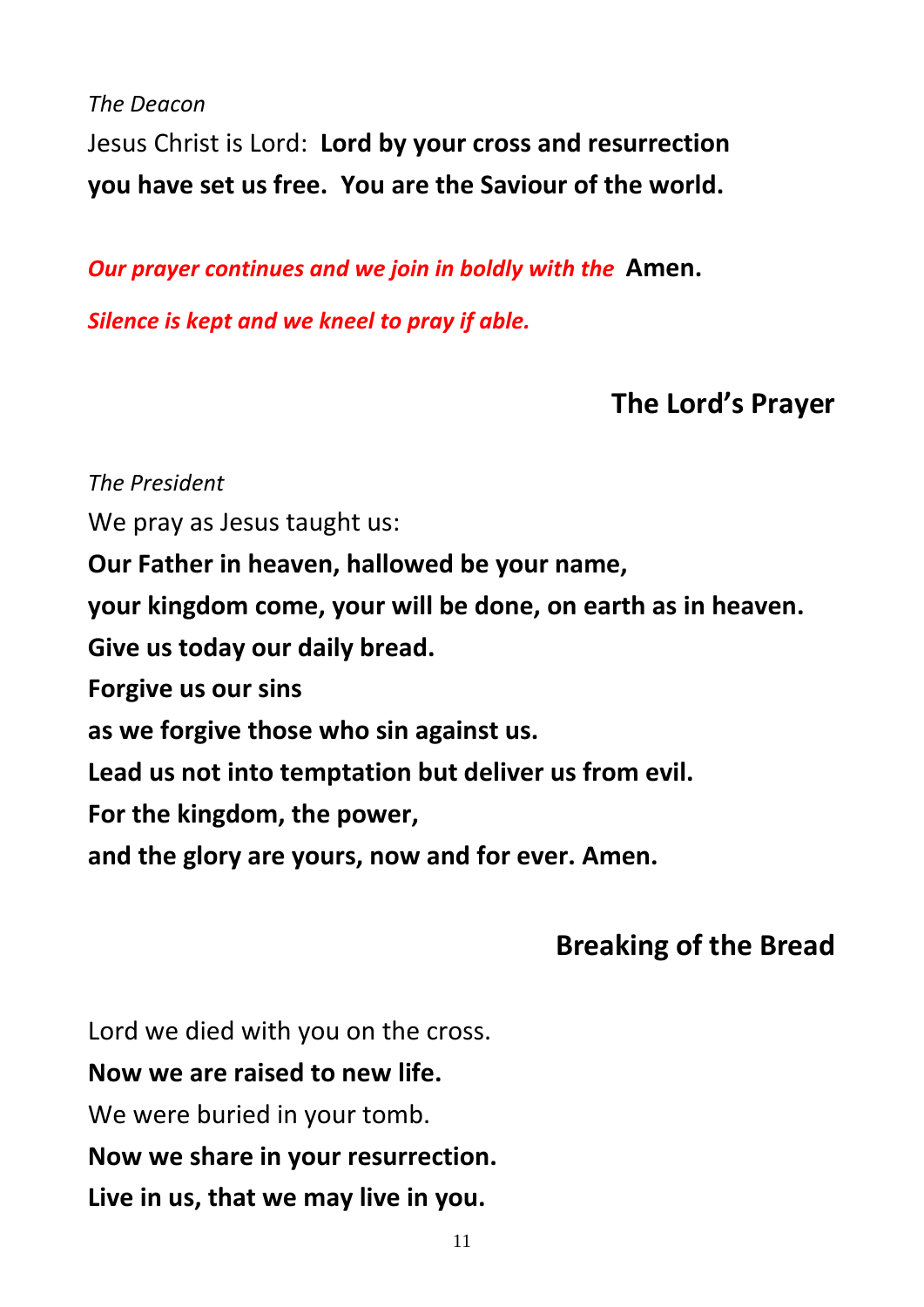*The Deacon*

Jesus Christ is Lord: **Lord by your cross and resurrection you have set us free. You are the Saviour of the world.**

***Our prayer continues and we join in boldly with the*** **Amen.**

***Silence is kept and we kneel to pray if able.***

## The Lord's Prayer

*The President*

We pray as Jesus taught us:

**Our Father in heaven, hallowed be your name,**
**your kingdom come, your will be done, on earth as in heaven.**
**Give us today our daily bread.**
**Forgive us our sins**
**as we forgive those who sin against us.**
**Lead us not into temptation but deliver us from evil.**
**For the kingdom, the power,**
**and the glory are yours, now and for ever. Amen.**

## Breaking of the Bread

Lord we died with you on the cross.
**Now we are raised to new life.**
We were buried in your tomb.
**Now we share in your resurrection.**
**Live in us, that we may live in you.**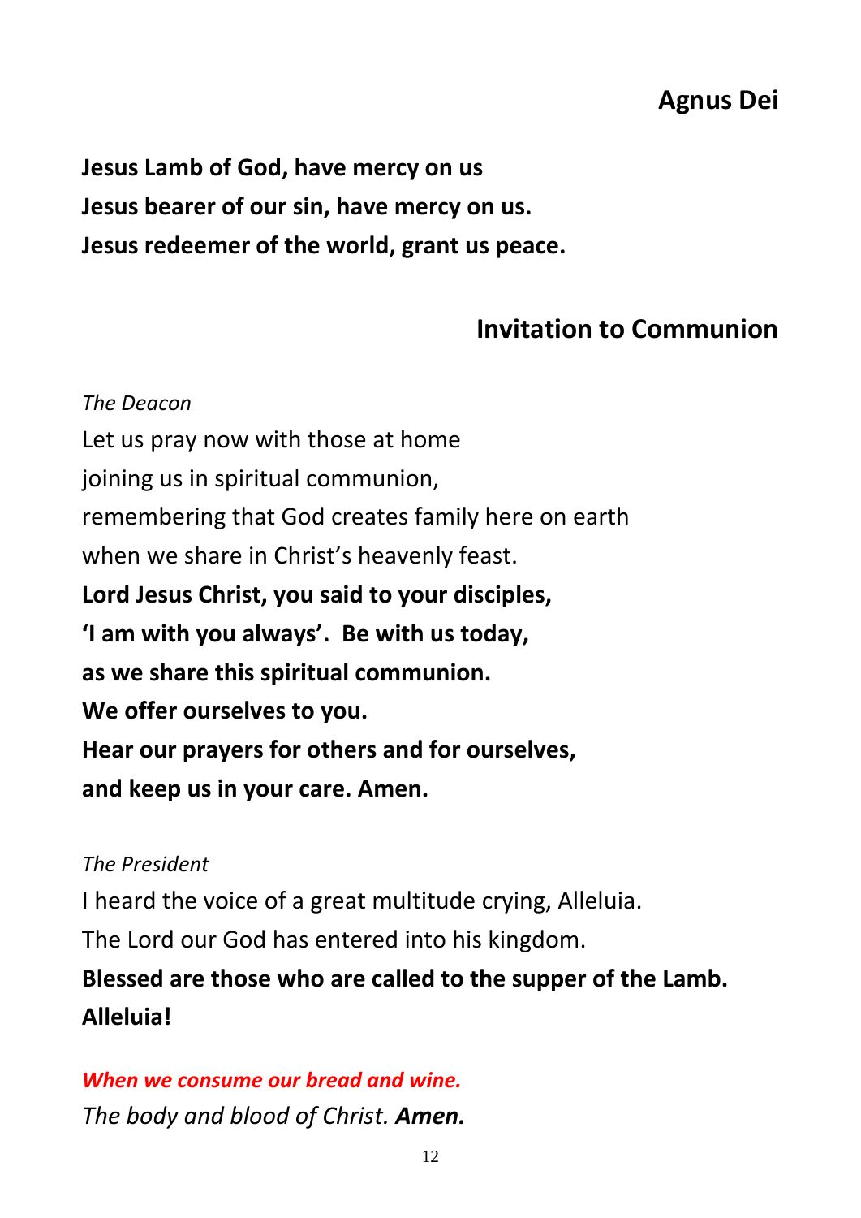## Agnus Dei

**Jesus Lamb of God, have mercy on us**
**Jesus bearer of our sin, have mercy on us.**
**Jesus redeemer of the world, grant us peace.**

## Invitation to Communion

*The Deacon*

Let us pray now with those at home
joining us in spiritual communion,
remembering that God creates family here on earth
when we share in Christ's heavenly feast.
**Lord Jesus Christ, you said to your disciples,**
**'I am with you always'. Be with us today,**
**as we share this spiritual communion.**
**We offer ourselves to you.**
**Hear our prayers for others and for ourselves,**
**and keep us in your care. Amen.**

*The President*

I heard the voice of a great multitude crying, Alleluia.
The Lord our God has entered into his kingdom.
**Blessed are those who are called to the supper of the Lamb.**
**Alleluia!**

***When we consume our bread and wine.***
*The body and blood of Christ.* ***Amen.***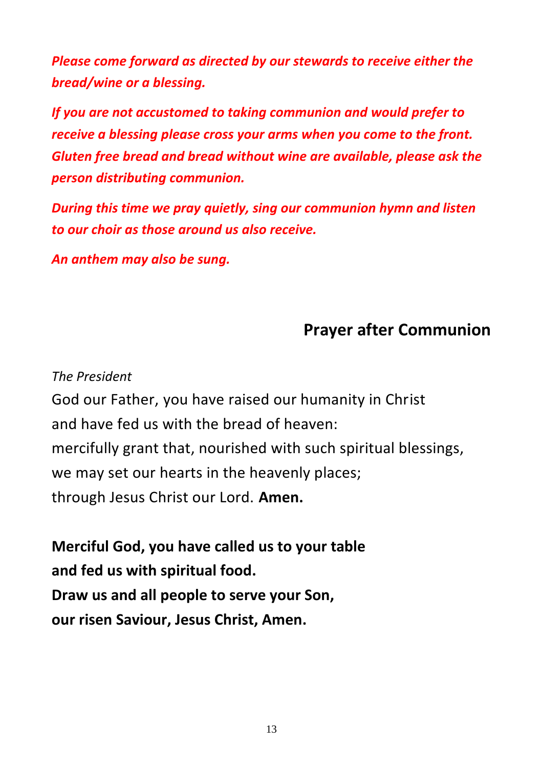***Please come forward as directed by our stewards to receive either the bread/wine or a blessing.***

***If you are not accustomed to taking communion and would prefer to receive a blessing please cross your arms when you come to the front. Gluten free bread and bread without wine are available, please ask the person distributing communion.***

***During this time we pray quietly, sing our communion hymn and listen to our choir as those around us also receive.***

***An anthem may also be sung.***

## Prayer after Communion

*The President*

God our Father, you have raised our humanity in Christ
and have fed us with the bread of heaven:
mercifully grant that, nourished with such spiritual blessings,
we may set our hearts in the heavenly places;
through Jesus Christ our Lord. **Amen.**

**Merciful God, you have called us to your table**
**and fed us with spiritual food.**
**Draw us and all people to serve your Son,**
**our risen Saviour, Jesus Christ, Amen.**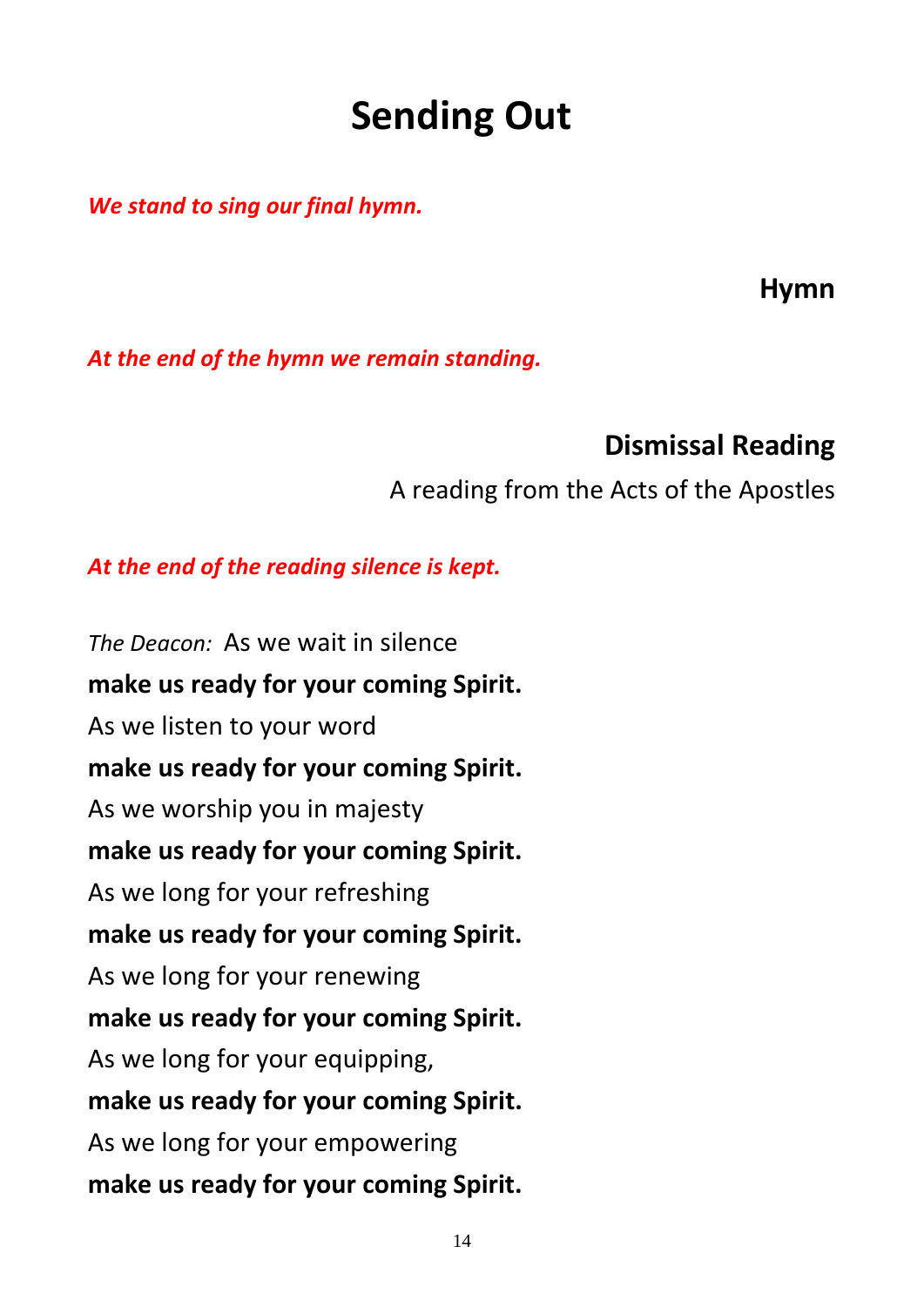# Sending Out

***We stand to sing our final hymn.***

**Hymn**

***At the end of the hymn we remain standing.***

**Dismissal Reading**

A reading from the Acts of the Apostles

***At the end of the reading silence is kept.***

*The Deacon:* As we wait in silence
**make us ready for your coming Spirit.**
As we listen to your word
**make us ready for your coming Spirit.**
As we worship you in majesty
**make us ready for your coming Spirit.**
As we long for your refreshing
**make us ready for your coming Spirit.**
As we long for your renewing
**make us ready for your coming Spirit.**
As we long for your equipping,
**make us ready for your coming Spirit.**
As we long for your empowering
**make us ready for your coming Spirit.**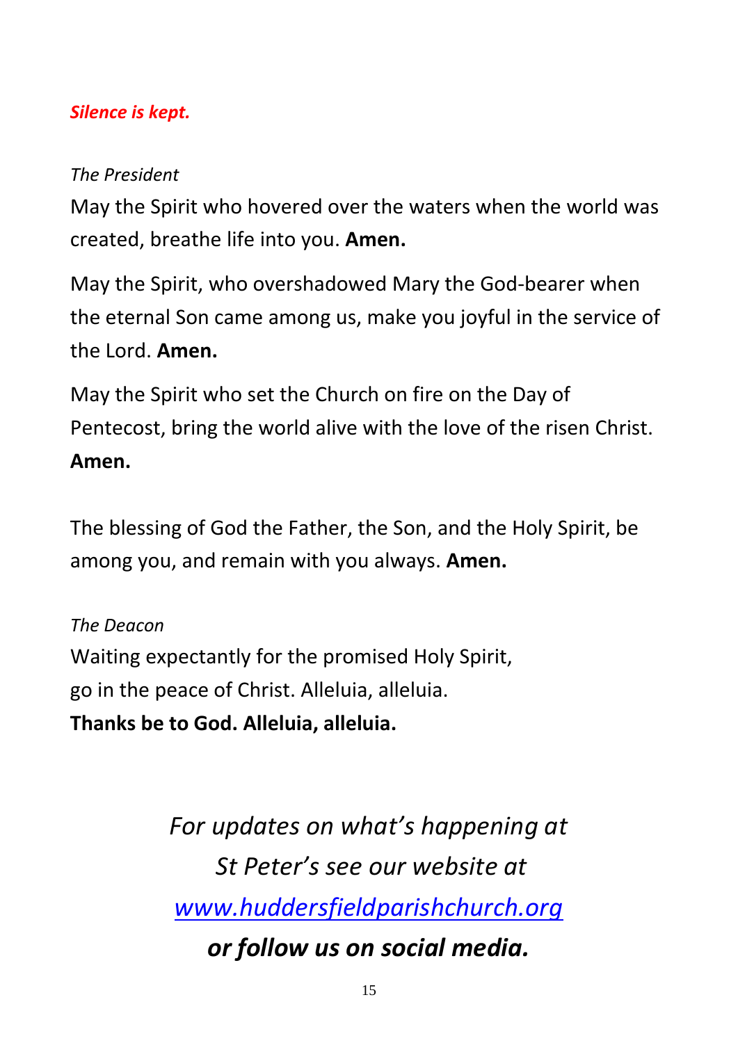***Silence is kept.***

*The President*

May the Spirit who hovered over the waters when the world was created, breathe life into you. **Amen.**

May the Spirit, who overshadowed Mary the God-bearer when the eternal Son came among us, make you joyful in the service of the Lord. **Amen.**

May the Spirit who set the Church on fire on the Day of Pentecost, bring the world alive with the love of the risen Christ. **Amen.**

The blessing of God the Father, the Son, and the Holy Spirit, be among you, and remain with you always. **Amen.**

*The Deacon*

Waiting expectantly for the promised Holy Spirit,
go in the peace of Christ. Alleluia, alleluia.
**Thanks be to God. Alleluia, alleluia.**

*For updates on what's happening at St Peter's see our website at [www.huddersfieldparishchurch.org](http://www.huddersfieldparishchurch.org)*
***or follow us on social media.***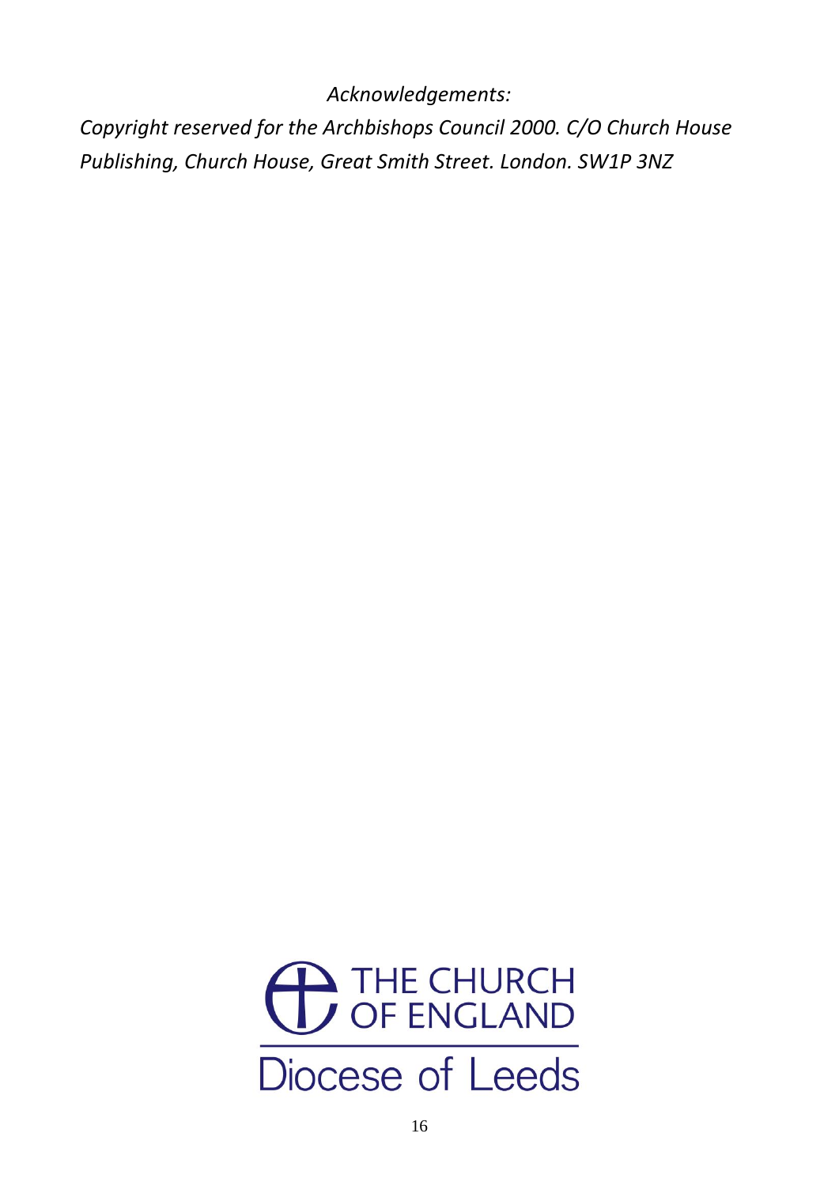*Acknowledgements:*

*Copyright reserved for the Archbishops Council 2000. C/O Church House Publishing, Church House, Great Smith Street. London. SW1P 3NZ*

THE CHURCH OF ENGLAND

Diocese of Leeds